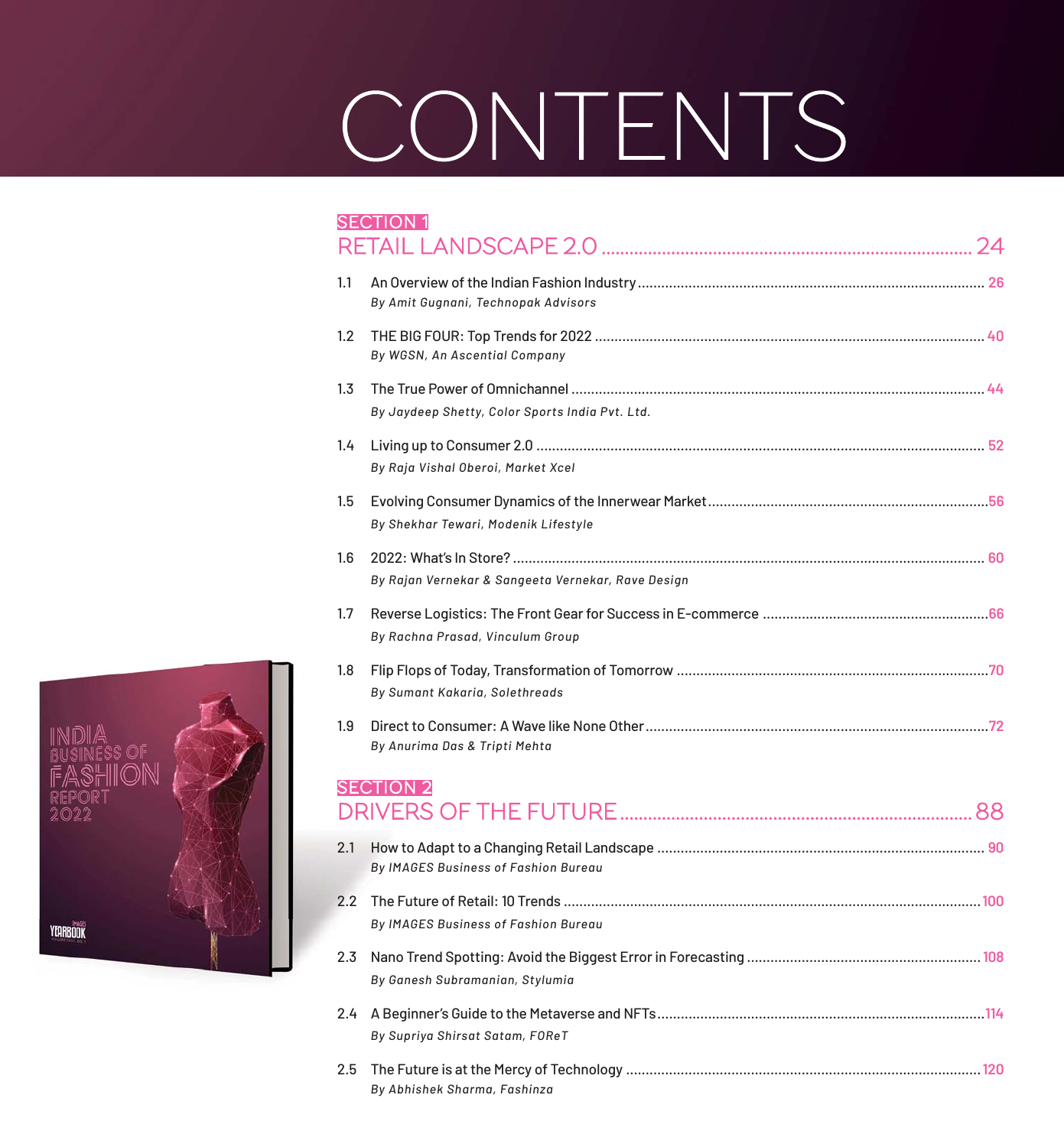# CONTENTS

## SECTION 1

## RETAIL LANDSCAPE 2.0 ........ 24

1.1 An Overview of the Indian Fashion Industry ........ 26
*By Amit Gugnani, Technopak Advisors*

1.2 THE BIG FOUR: Top Trends for 2022 ........ 40
*By WGSN, An Ascential Company*

1.3 The True Power of Omnichannel ........ 44
*By Jaydeep Shetty, Color Sports India Pvt. Ltd.*

1.4 Living up to Consumer 2.0 ........ 52
*By Raja Vishal Oberoi, Market Xcel*

1.5 Evolving Consumer Dynamics of the Innerwear Market ........ 56
*By Shekhar Tewari, Modenik Lifestyle*

1.6 2022: What's In Store? ........ 60
*By Rajan Vernekar & Sangeeta Vernekar, Rave Design*

1.7 Reverse Logistics: The Front Gear for Success in E-commerce ........ 66
*By Rachna Prasad, Vinculum Group*

1.8 Flip Flops of Today, Transformation of Tomorrow ........ 70
*By Sumant Kakaria, Solethreads*

1.9 Direct to Consumer: A Wave like None Other ........ 72
*By Anurima Das & Tripti Mehta*

## SECTION 2

## DRIVERS OF THE FUTURE ........ 88

2.1 How to Adapt to a Changing Retail Landscape ........ 90
*By IMAGES Business of Fashion Bureau*

2.2 The Future of Retail: 10 Trends ........ 100
*By IMAGES Business of Fashion Bureau*

2.3 Nano Trend Spotting: Avoid the Biggest Error in Forecasting ........ 108
*By Ganesh Subramanian, Stylumia*

2.4 A Beginner's Guide to the Metaverse and NFTs ........ 114
*By Supriya Shirsat Satam, FOReT*

2.5 The Future is at the Mercy of Technology ........ 120
*By Abhishek Sharma, Fashinza*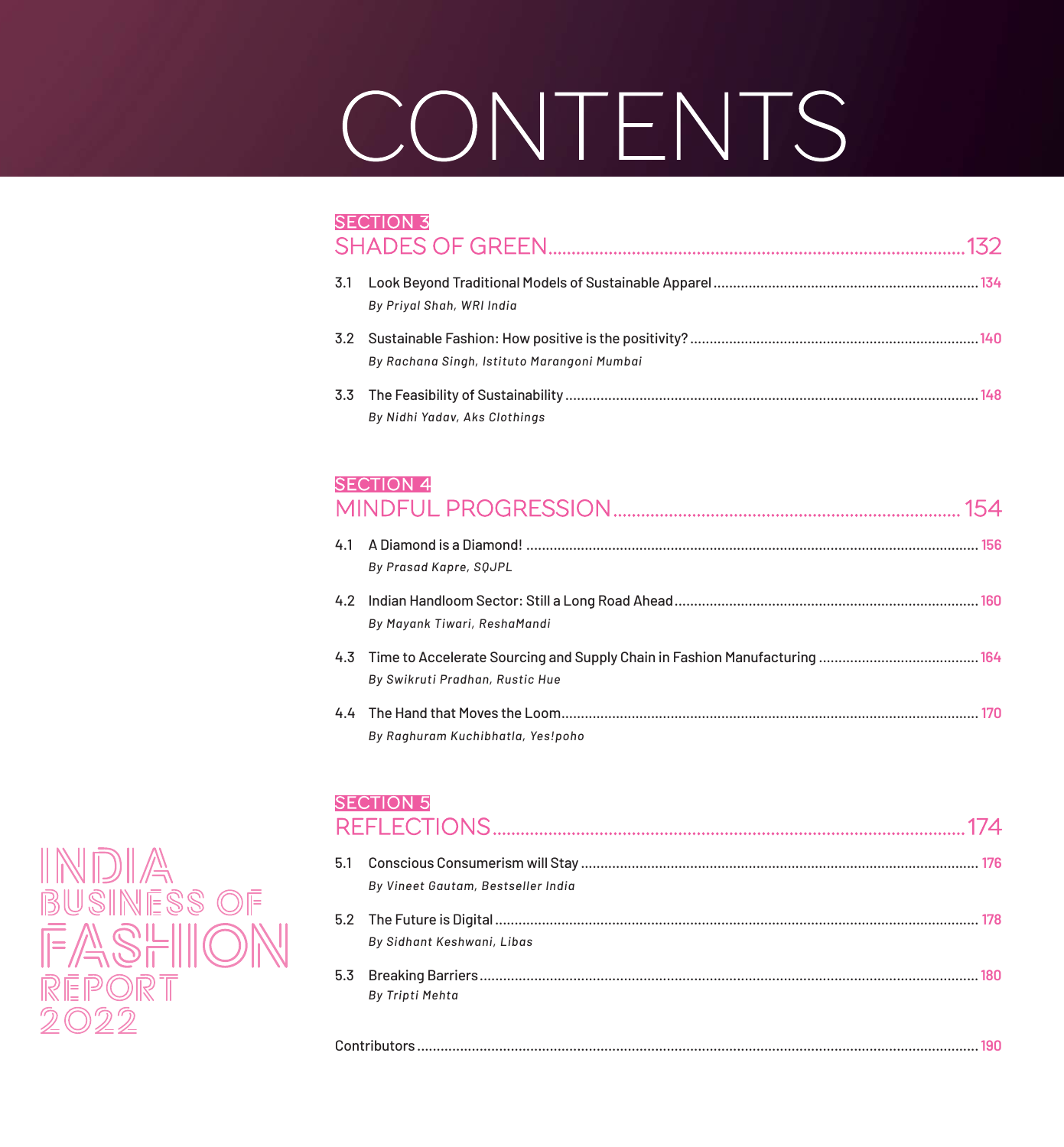# CONTENTS

## SECTION 3
## SHADES OF GREEN ........ 132

3.1 Look Beyond Traditional Models of Sustainable Apparel ........ 134
*By Priyal Shah, WRI India*

3.2 Sustainable Fashion: How positive is the positivity? ........ 140
*By Rachana Singh, Istituto Marangoni Mumbai*

3.3 The Feasibility of Sustainability ........ 148
*By Nidhi Yadav, Aks Clothings*

## SECTION 4
## MINDFUL PROGRESSION ........ 154

4.1 A Diamond is a Diamond! ........ 156
*By Prasad Kapre, SQJPL*

4.2 Indian Handloom Sector: Still a Long Road Ahead ........ 160
*By Mayank Tiwari, ReshaMandi*

4.3 Time to Accelerate Sourcing and Supply Chain in Fashion Manufacturing ........ 164
*By Swikruti Pradhan, Rustic Hue*

4.4 The Hand that Moves the Loom ........ 170
*By Raghuram Kuchibhatla, Yes!poho*

## SECTION 5
## REFLECTIONS ........ 174

5.1 Conscious Consumerism will Stay ........ 176
*By Vineet Gautam, Bestseller India*

5.2 The Future is Digital ........ 178
*By Sidhant Keshwani, Libas*

5.3 Breaking Barriers ........ 180
*By Tripti Mehta*

Contributors ........ 190

INDIA BUSINESS OF FASHION REPORT 2022